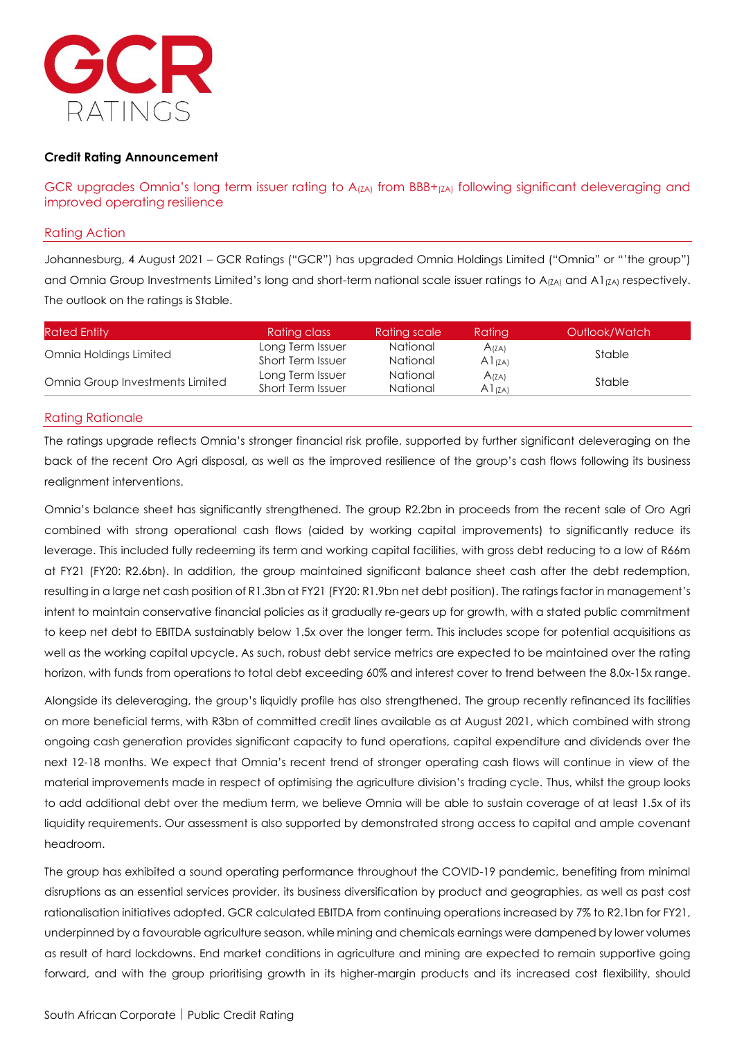GCR RATINGS

**Credit Rating Announcement**

## GCR upgrades Omnia's long term issuer rating to $A_{(ZA)}$ from $BBB+_{(ZA)}$ following significant deleveraging and improved operating resilience

## Rating Action

Johannesburg, 4 August 2021 – GCR Ratings ("GCR") has upgraded Omnia Holdings Limited ("Omnia" or "'the group") and Omnia Group Investments Limited's long and short-term national scale issuer ratings to $A_{(ZA)}$ and $A1_{(ZA)}$ respectively. The outlook on the ratings is Stable.

| Rated Entity | Rating class | Rating scale | Rating | Outlook/Watch |
|---|---|---|---|---|
| Omnia Holdings Limited | Long Term Issuer | National | $A_{(ZA)}$ | Stable |
| | Short Term Issuer | National | $A1_{(ZA)}$ | |
| Omnia Group Investments Limited | Long Term Issuer | National | $A_{(ZA)}$ | Stable |
| | Short Term Issuer | National | $A1_{(ZA)}$ | |

## Rating Rationale

The ratings upgrade reflects Omnia's stronger financial risk profile, supported by further significant deleveraging on the back of the recent Oro Agri disposal, as well as the improved resilience of the group's cash flows following its business realignment interventions.

Omnia's balance sheet has significantly strengthened. The group R2.2bn in proceeds from the recent sale of Oro Agri combined with strong operational cash flows (aided by working capital improvements) to significantly reduce its leverage. This included fully redeeming its term and working capital facilities, with gross debt reducing to a low of R66m at FY21 (FY20: R2.6bn). In addition, the group maintained significant balance sheet cash after the debt redemption, resulting in a large net cash position of R1.3bn at FY21 (FY20: R1.9bn net debt position). The ratings factor in management's intent to maintain conservative financial policies as it gradually re-gears up for growth, with a stated public commitment to keep net debt to EBITDA sustainably below 1.5x over the longer term. This includes scope for potential acquisitions as well as the working capital upcycle. As such, robust debt service metrics are expected to be maintained over the rating horizon, with funds from operations to total debt exceeding 60% and interest cover to trend between the 8.0x-15x range.

Alongside its deleveraging, the group's liquidly profile has also strengthened. The group recently refinanced its facilities on more beneficial terms, with R3bn of committed credit lines available as at August 2021, which combined with strong ongoing cash generation provides significant capacity to fund operations, capital expenditure and dividends over the next 12-18 months. We expect that Omnia's recent trend of stronger operating cash flows will continue in view of the material improvements made in respect of optimising the agriculture division's trading cycle. Thus, whilst the group looks to add additional debt over the medium term, we believe Omnia will be able to sustain coverage of at least 1.5x of its liquidity requirements. Our assessment is also supported by demonstrated strong access to capital and ample covenant headroom.

The group has exhibited a sound operating performance throughout the COVID-19 pandemic, benefiting from minimal disruptions as an essential services provider, its business diversification by product and geographies, as well as past cost rationalisation initiatives adopted. GCR calculated EBITDA from continuing operations increased by 7% to R2.1bn for FY21, underpinned by a favourable agriculture season, while mining and chemicals earnings were dampened by lower volumes as result of hard lockdowns. End market conditions in agriculture and mining are expected to remain supportive going forward, and with the group prioritising growth in its higher-margin products and its increased cost flexibility, should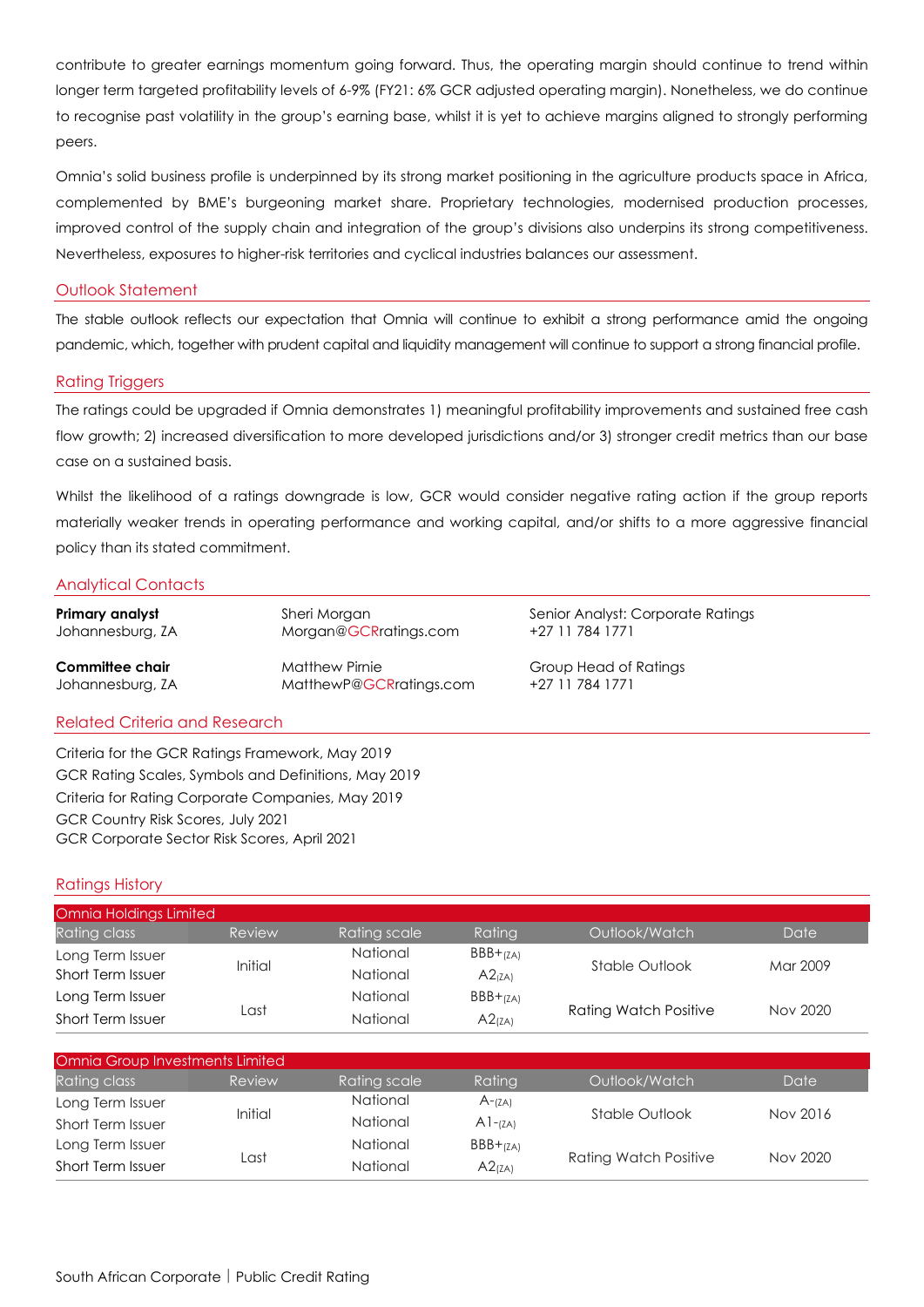contribute to greater earnings momentum going forward. Thus, the operating margin should continue to trend within longer term targeted profitability levels of 6-9% (FY21: 6% GCR adjusted operating margin). Nonetheless, we do continue to recognise past volatility in the group's earning base, whilst it is yet to achieve margins aligned to strongly performing peers.

Omnia's solid business profile is underpinned by its strong market positioning in the agriculture products space in Africa, complemented by BME's burgeoning market share. Proprietary technologies, modernised production processes, improved control of the supply chain and integration of the group's divisions also underpins its strong competitiveness. Nevertheless, exposures to higher-risk territories and cyclical industries balances our assessment.

## Outlook Statement

The stable outlook reflects our expectation that Omnia will continue to exhibit a strong performance amid the ongoing pandemic, which, together with prudent capital and liquidity management will continue to support a strong financial profile.

## Rating Triggers

The ratings could be upgraded if Omnia demonstrates 1) meaningful profitability improvements and sustained free cash flow growth; 2) increased diversification to more developed jurisdictions and/or 3) stronger credit metrics than our base case on a sustained basis.

Whilst the likelihood of a ratings downgrade is low, GCR would consider negative rating action if the group reports materially weaker trends in operating performance and working capital, and/or shifts to a more aggressive financial policy than its stated commitment.

## Analytical Contacts

| | | |
|---|---|---|
| **Primary analyst** Johannesburg, ZA | Sheri Morgan Morgan@GCRratings.com | Senior Analyst: Corporate Ratings +27 11 784 1771 |
| **Committee chair** Johannesburg, ZA | Matthew Pirnie MatthewP@GCRratings.com | Group Head of Ratings +27 11 784 1771 |

## Related Criteria and Research

Criteria for the GCR Ratings Framework, May 2019
GCR Rating Scales, Symbols and Definitions, May 2019
Criteria for Rating Corporate Companies, May 2019
GCR Country Risk Scores, July 2021
GCR Corporate Sector Risk Scores, April 2021

## Ratings History

**Omnia Holdings Limited**

| Rating class | Review | Rating scale | Rating | Outlook/Watch | Date |
|---|---|---|---|---|---|
| Long Term Issuer | Initial | National | BBB+(ZA) | Stable Outlook | Mar 2009 |
| Short Term Issuer | | National | A2(ZA) | | |
| Long Term Issuer | Last | National | BBB+(ZA) | Rating Watch Positive | Nov 2020 |
| Short Term Issuer | | National | A2(ZA) | | |

**Omnia Group Investments Limited**

| Rating class | Review | Rating scale | Rating | Outlook/Watch | Date |
|---|---|---|---|---|---|
| Long Term Issuer | Initial | National | A-(ZA) | Stable Outlook | Nov 2016 |
| Short Term Issuer | | National | A1-(ZA) | | |
| Long Term Issuer | Last | National | BBB+(ZA) | Rating Watch Positive | Nov 2020 |
| Short Term Issuer | | National | A2(ZA) | | |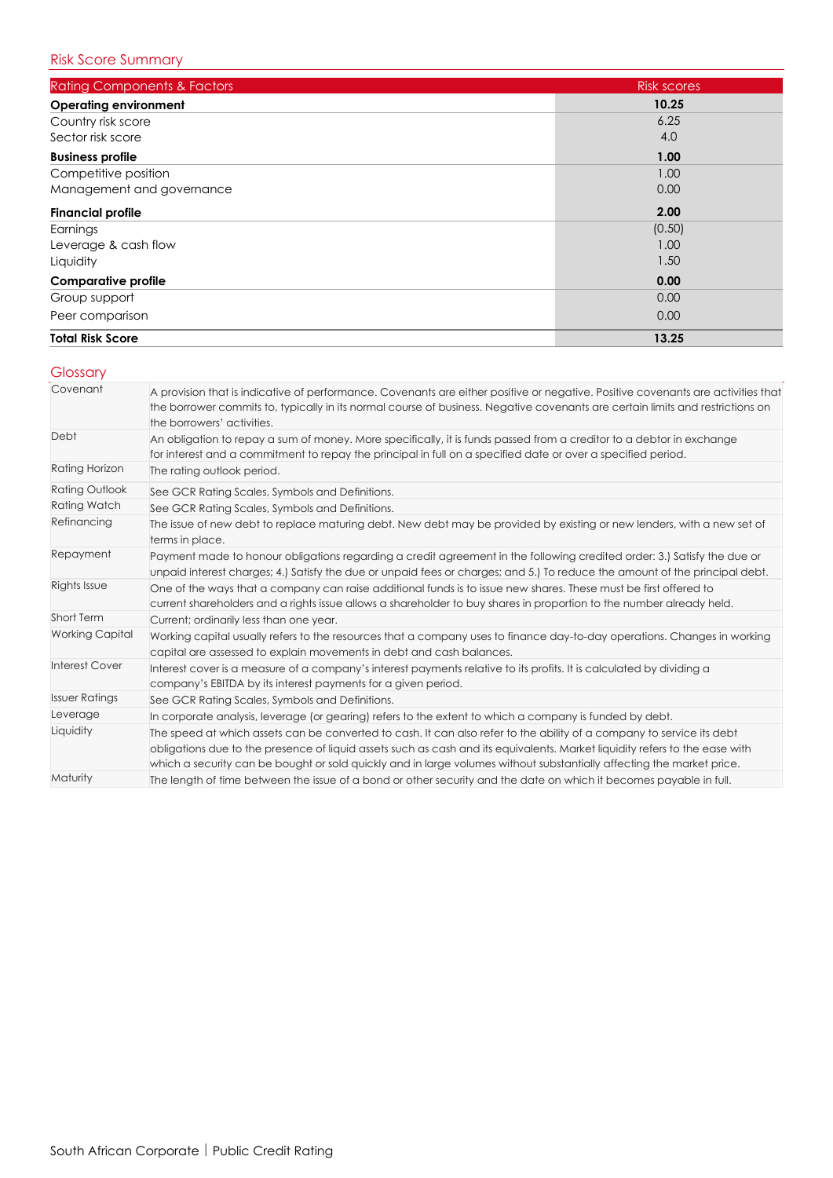## Risk Score Summary

| Rating Components & Factors | Risk scores |
|---|---|
| **Operating environment** | **10.25** |
| Country risk score | 6.25 |
| Sector risk score | 4.0 |
| **Business profile** | **1.00** |
| Competitive position | 1.00 |
| Management and governance | 0.00 |
| **Financial profile** | **2.00** |
| Earnings | (0.50) |
| Leverage & cash flow | 1.00 |
| Liquidity | 1.50 |
| **Comparative profile** | **0.00** |
| Group support | 0.00 |
| Peer comparison | 0.00 |
| **Total Risk Score** | **13.25** |

## Glossary

| | |
|---|---|
| Covenant | A provision that is indicative of performance. Covenants are either positive or negative. Positive covenants are activities that the borrower commits to, typically in its normal course of business. Negative covenants are certain limits and restrictions on the borrowers' activities. |
| Debt | An obligation to repay a sum of money. More specifically, it is funds passed from a creditor to a debtor in exchange for interest and a commitment to repay the principal in full on a specified date or over a specified period. |
| Rating Horizon | The rating outlook period. |
| Rating Outlook | See GCR Rating Scales, Symbols and Definitions. |
| Rating Watch | See GCR Rating Scales, Symbols and Definitions. |
| Refinancing | The issue of new debt to replace maturing debt. New debt may be provided by existing or new lenders, with a new set of terms in place. |
| Repayment | Payment made to honour obligations regarding a credit agreement in the following credited order: 3.) Satisfy the due or unpaid interest charges; 4.) Satisfy the due or unpaid fees or charges; and 5.) To reduce the amount of the principal debt. |
| Rights Issue | One of the ways that a company can raise additional funds is to issue new shares. These must be first offered to current shareholders and a rights issue allows a shareholder to buy shares in proportion to the number already held. |
| Short Term | Current; ordinarily less than one year. |
| Working Capital | Working capital usually refers to the resources that a company uses to finance day-to-day operations. Changes in working capital are assessed to explain movements in debt and cash balances. |
| Interest Cover | Interest cover is a measure of a company's interest payments relative to its profits. It is calculated by dividing a company's EBITDA by its interest payments for a given period. |
| Issuer Ratings | See GCR Rating Scales, Symbols and Definitions. |
| Leverage | In corporate analysis, leverage (or gearing) refers to the extent to which a company is funded by debt. |
| Liquidity | The speed at which assets can be converted to cash. It can also refer to the ability of a company to service its debt obligations due to the presence of liquid assets such as cash and its equivalents. Market liquidity refers to the ease with which a security can be bought or sold quickly and in large volumes without substantially affecting the market price. |
| Maturity | The length of time between the issue of a bond or other security and the date on which it becomes payable in full. |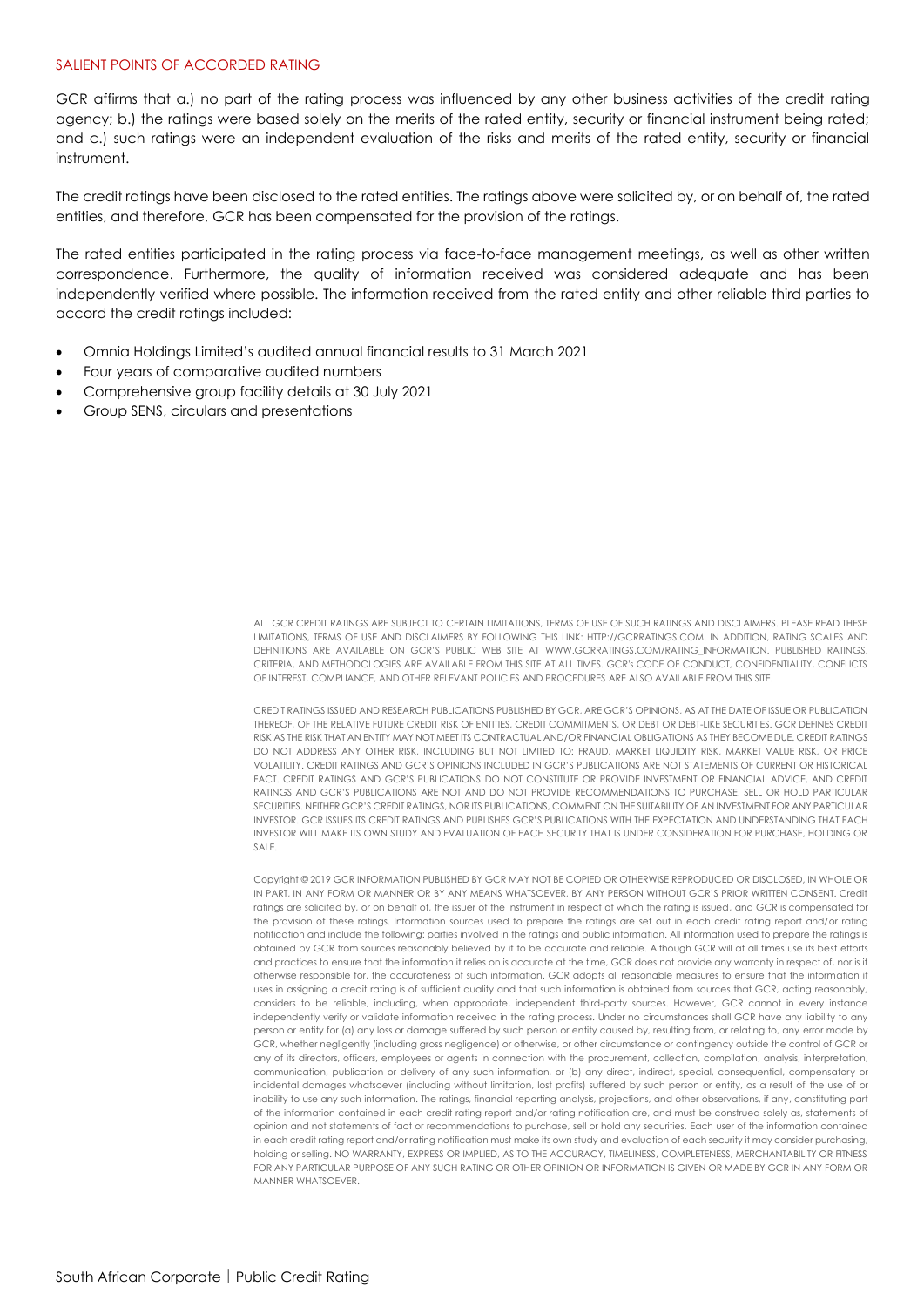## SALIENT POINTS OF ACCORDED RATING

GCR affirms that a.) no part of the rating process was influenced by any other business activities of the credit rating agency; b.) the ratings were based solely on the merits of the rated entity, security or financial instrument being rated; and c.) such ratings were an independent evaluation of the risks and merits of the rated entity, security or financial instrument.

The credit ratings have been disclosed to the rated entities. The ratings above were solicited by, or on behalf of, the rated entities, and therefore, GCR has been compensated for the provision of the ratings.

The rated entities participated in the rating process via face-to-face management meetings, as well as other written correspondence. Furthermore, the quality of information received was considered adequate and has been independently verified where possible. The information received from the rated entity and other reliable third parties to accord the credit ratings included:

- Omnia Holdings Limited's audited annual financial results to 31 March 2021
- Four years of comparative audited numbers
- Comprehensive group facility details at 30 July 2021
- Group SENS, circulars and presentations

ALL GCR CREDIT RATINGS ARE SUBJECT TO CERTAIN LIMITATIONS, TERMS OF USE OF SUCH RATINGS AND DISCLAIMERS. PLEASE READ THESE LIMITATIONS, TERMS OF USE AND DISCLAIMERS BY FOLLOWING THIS LINK: HTTP://GCRRATINGS.COM. IN ADDITION, RATING SCALES AND DEFINITIONS ARE AVAILABLE ON GCR'S PUBLIC WEB SITE AT WWW.GCRRATINGS.COM/RATING_INFORMATION. PUBLISHED RATINGS, CRITERIA, AND METHODOLOGIES ARE AVAILABLE FROM THIS SITE AT ALL TIMES. GCR's CODE OF CONDUCT, CONFIDENTIALITY, CONFLICTS OF INTEREST, COMPLIANCE, AND OTHER RELEVANT POLICIES AND PROCEDURES ARE ALSO AVAILABLE FROM THIS SITE.

CREDIT RATINGS ISSUED AND RESEARCH PUBLICATIONS PUBLISHED BY GCR, ARE GCR'S OPINIONS, AS AT THE DATE OF ISSUE OR PUBLICATION THEREOF, OF THE RELATIVE FUTURE CREDIT RISK OF ENTITIES, CREDIT COMMITMENTS, OR DEBT OR DEBT-LIKE SECURITIES. GCR DEFINES CREDIT RISK AS THE RISK THAT AN ENTITY MAY NOT MEET ITS CONTRACTUAL AND/OR FINANCIAL OBLIGATIONS AS THEY BECOME DUE. CREDIT RATINGS DO NOT ADDRESS ANY OTHER RISK, INCLUDING BUT NOT LIMITED TO: FRAUD, MARKET LIQUIDITY RISK, MARKET VALUE RISK, OR PRICE VOLATILITY. CREDIT RATINGS AND GCR'S OPINIONS INCLUDED IN GCR'S PUBLICATIONS ARE NOT STATEMENTS OF CURRENT OR HISTORICAL FACT. CREDIT RATINGS AND GCR'S PUBLICATIONS DO NOT CONSTITUTE OR PROVIDE INVESTMENT OR FINANCIAL ADVICE, AND CREDIT RATINGS AND GCR'S PUBLICATIONS ARE NOT AND DO NOT PROVIDE RECOMMENDATIONS TO PURCHASE, SELL OR HOLD PARTICULAR SECURITIES. NEITHER GCR'S CREDIT RATINGS, NOR ITS PUBLICATIONS, COMMENT ON THE SUITABILITY OF AN INVESTMENT FOR ANY PARTICULAR INVESTOR. GCR ISSUES ITS CREDIT RATINGS AND PUBLISHES GCR'S PUBLICATIONS WITH THE EXPECTATION AND UNDERSTANDING THAT EACH INVESTOR WILL MAKE ITS OWN STUDY AND EVALUATION OF EACH SECURITY THAT IS UNDER CONSIDERATION FOR PURCHASE, HOLDING OR SALE.

Copyright © 2019 GCR INFORMATION PUBLISHED BY GCR MAY NOT BE COPIED OR OTHERWISE REPRODUCED OR DISCLOSED, IN WHOLE OR IN PART, IN ANY FORM OR MANNER OR BY ANY MEANS WHATSOEVER, BY ANY PERSON WITHOUT GCR'S PRIOR WRITTEN CONSENT. Credit ratings are solicited by, or on behalf of, the issuer of the instrument in respect of which the rating is issued, and GCR is compensated for the provision of these ratings. Information sources used to prepare the ratings are set out in each credit rating report and/or rating notification and include the following: parties involved in the ratings and public information. All information used to prepare the ratings is obtained by GCR from sources reasonably believed by it to be accurate and reliable. Although GCR will at all times use its best efforts and practices to ensure that the information it relies on is accurate at the time, GCR does not provide any warranty in respect of, nor is it otherwise responsible for, the accurateness of such information. GCR adopts all reasonable measures to ensure that the information it uses in assigning a credit rating is of sufficient quality and that such information is obtained from sources that GCR, acting reasonably, considers to be reliable, including, when appropriate, independent third-party sources. However, GCR cannot in every instance independently verify or validate information received in the rating process. Under no circumstances shall GCR have any liability to any person or entity for (a) any loss or damage suffered by such person or entity caused by, resulting from, or relating to, any error made by GCR, whether negligently (including gross negligence) or otherwise, or other circumstance or contingency outside the control of GCR or any of its directors, officers, employees or agents in connection with the procurement, collection, compilation, analysis, interpretation, communication, publication or delivery of any such information, or (b) any direct, indirect, special, consequential, compensatory or incidental damages whatsoever (including without limitation, lost profits) suffered by such person or entity, as a result of the use of or inability to use any such information. The ratings, financial reporting analysis, projections, and other observations, if any, constituting part of the information contained in each credit rating report and/or rating notification are, and must be construed solely as, statements of opinion and not statements of fact or recommendations to purchase, sell or hold any securities. Each user of the information contained in each credit rating report and/or rating notification must make its own study and evaluation of each security it may consider purchasing, holding or selling. NO WARRANTY, EXPRESS OR IMPLIED, AS TO THE ACCURACY, TIMELINESS, COMPLETENESS, MERCHANTABILITY OR FITNESS FOR ANY PARTICULAR PURPOSE OF ANY SUCH RATING OR OTHER OPINION OR INFORMATION IS GIVEN OR MADE BY GCR IN ANY FORM OR MANNER WHATSOEVER.